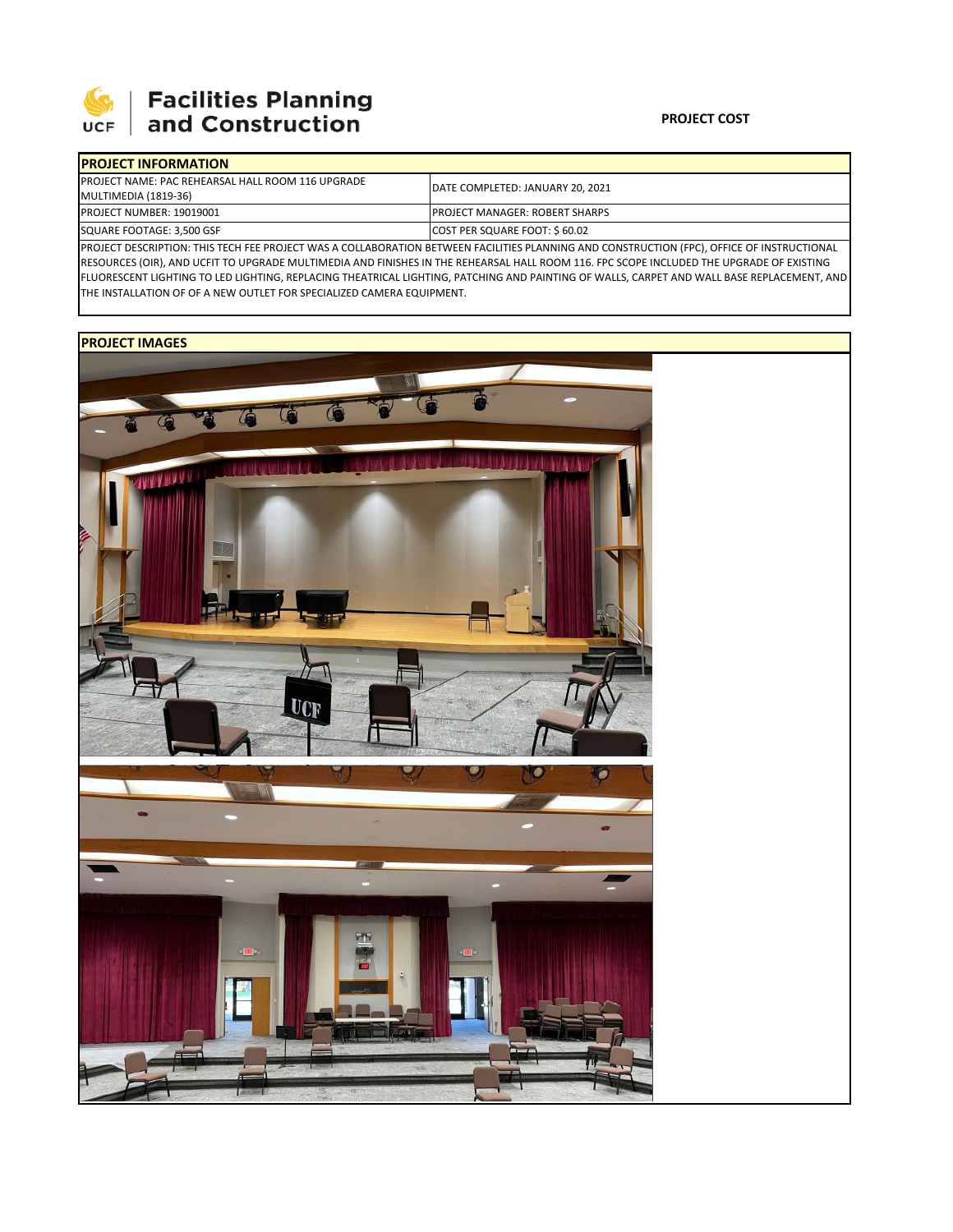**Facilities Planning and Construction**

**PROJECT COST**

## PROJECT INFORMATION

| | |
|---|---|
| PROJECT NAME: PAC REHEARSAL HALL ROOM 116 UPGRADE MULTIMEDIA (1819-36) | DATE COMPLETED: JANUARY 20, 2021 |
| PROJECT NUMBER: 19019001 | PROJECT MANAGER: ROBERT SHARPS |
| SQUARE FOOTAGE: 3,500 GSF | COST PER SQUARE FOOT: $ 60.02 |

PROJECT DESCRIPTION: THIS TECH FEE PROJECT WAS A COLLABORATION BETWEEN FACILITIES PLANNING AND CONSTRUCTION (FPC), OFFICE OF INSTRUCTIONAL RESOURCES (OIR), AND UCFIT TO UPGRADE MULTIMEDIA AND FINISHES IN THE REHEARSAL HALL ROOM 116. FPC SCOPE INCLUDED THE UPGRADE OF EXISTING FLUORESCENT LIGHTING TO LED LIGHTING, REPLACING THEATRICAL LIGHTING, PATCHING AND PAINTING OF WALLS, CARPET AND WALL BASE REPLACEMENT, AND THE INSTALLATION OF OF A NEW OUTLET FOR SPECIALIZED CAMERA EQUIPMENT.

## PROJECT IMAGES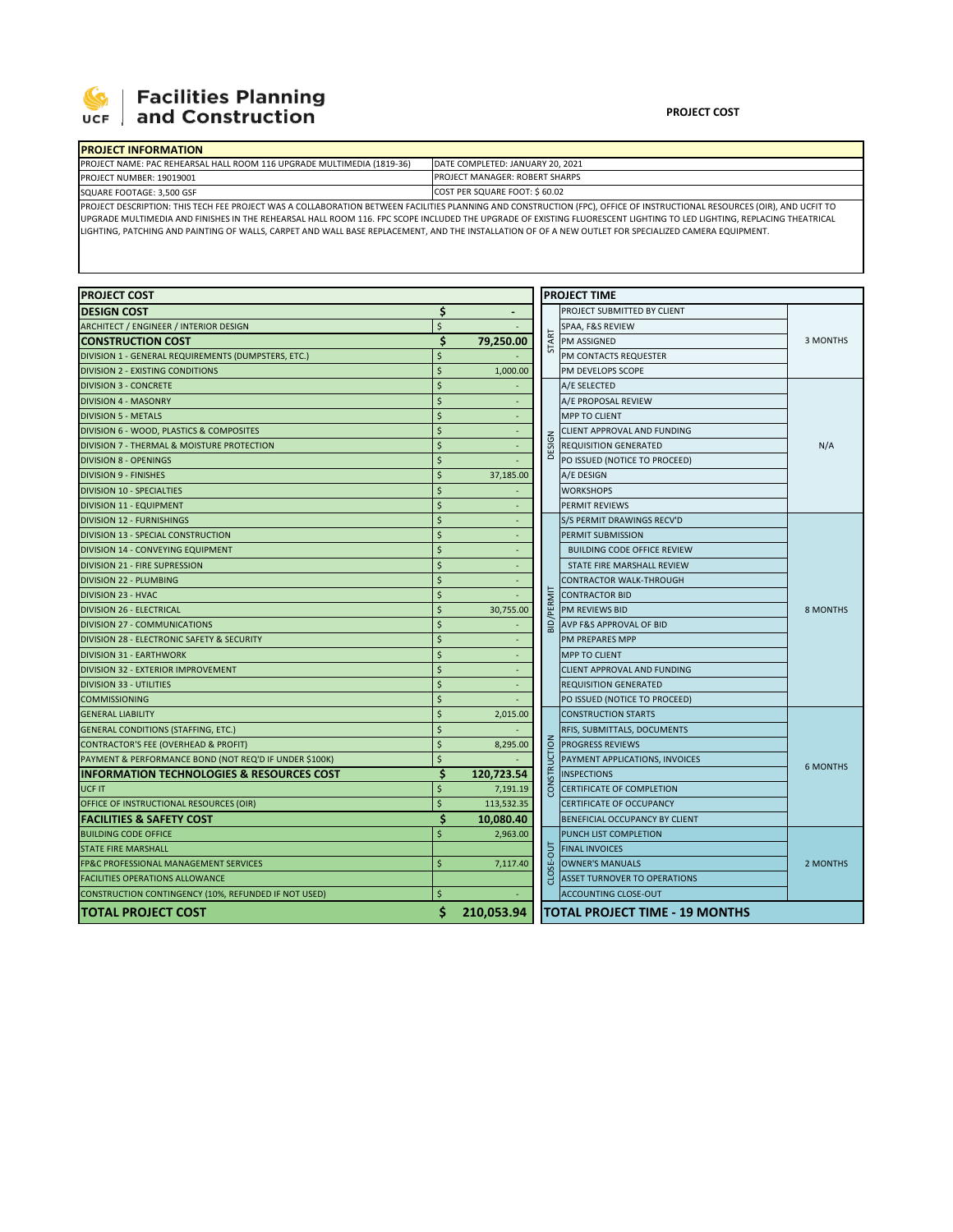**Facilities Planning and Construction**

**PROJECT COST**

| **PROJECT INFORMATION** | |
|---|---|
| PROJECT NAME: PAC REHEARSAL HALL ROOM 116 UPGRADE MULTIMEDIA (1819-36) | DATE COMPLETED: JANUARY 20, 2021 |
| PROJECT NUMBER: 19019001 | PROJECT MANAGER: ROBERT SHARPS |
| SQUARE FOOTAGE: 3,500 GSF | COST PER SQUARE FOOT: $ 60.02 |

PROJECT DESCRIPTION: THIS TECH FEE PROJECT WAS A COLLABORATION BETWEEN FACILITIES PLANNING AND CONSTRUCTION (FPC), OFFICE OF INSTRUCTIONAL RESOURCES (OIR), AND UCFIT TO UPGRADE MULTIMEDIA AND FINISHES IN THE REHEARSAL HALL ROOM 116. FPC SCOPE INCLUDED THE UPGRADE OF EXISTING FLUORESCENT LIGHTING TO LED LIGHTING, REPLACING THEATRICAL LIGHTING, PATCHING AND PAINTING OF WALLS, CARPET AND WALL BASE REPLACEMENT, AND THE INSTALLATION OF OF A NEW OUTLET FOR SPECIALIZED CAMERA EQUIPMENT.

| **PROJECT COST** | |
|---|---|
| **DESIGN COST** | **$ -** |
| ARCHITECT / ENGINEER / INTERIOR DESIGN | $ - |
| **CONSTRUCTION COST** | **$ 79,250.00** |
| DIVISION 1 - GENERAL REQUIREMENTS (DUMPSTERS, ETC.) | $ - |
| DIVISION 2 - EXISTING CONDITIONS | $ 1,000.00 |
| DIVISION 3 - CONCRETE | $ - |
| DIVISION 4 - MASONRY | $ - |
| DIVISION 5 - METALS | $ - |
| DIVISION 6 - WOOD, PLASTICS & COMPOSITES | $ - |
| DIVISION 7 - THERMAL & MOISTURE PROTECTION | $ - |
| DIVISION 8 - OPENINGS | $ - |
| DIVISION 9 - FINISHES | $ 37,185.00 |
| DIVISION 10 - SPECIALTIES | $ - |
| DIVISION 11 - EQUIPMENT | $ - |
| DIVISION 12 - FURNISHINGS | $ - |
| DIVISION 13 - SPECIAL CONSTRUCTION | $ - |
| DIVISION 14 - CONVEYING EQUIPMENT | $ - |
| DIVISION 21 - FIRE SUPRESSION | $ - |
| DIVISION 22 - PLUMBING | $ - |
| DIVISION 23 - HVAC | $ - |
| DIVISION 26 - ELECTRICAL | $ 30,755.00 |
| DIVISION 27 - COMMUNICATIONS | $ - |
| DIVISION 28 - ELECTRONIC SAFETY & SECURITY | $ - |
| DIVISION 31 - EARTHWORK | $ - |
| DIVISION 32 - EXTERIOR IMPROVEMENT | $ - |
| DIVISION 33 - UTILITIES | $ - |
| COMMISSIONING | $ - |
| GENERAL LIABILITY | $ 2,015.00 |
| GENERAL CONDITIONS (STAFFING, ETC.) | $ - |
| CONTRACTOR'S FEE (OVERHEAD & PROFIT) | $ 8,295.00 |
| PAYMENT & PERFORMANCE BOND (NOT REQ'D IF UNDER $100K) | $ - |
| **INFORMATION TECHNOLOGIES & RESOURCES COST** | **$ 120,723.54** |
| UCF IT | $ 7,191.19 |
| OFFICE OF INSTRUCTIONAL RESOURCES (OIR) | $ 113,532.35 |
| **FACILITIES & SAFETY COST** | **$ 10,080.40** |
| BUILDING CODE OFFICE | $ 2,963.00 |
| STATE FIRE MARSHALL | |
| FP&C PROFESSIONAL MANAGEMENT SERVICES | $ 7,117.40 |
| FACILITIES OPERATIONS ALLOWANCE | |
| CONSTRUCTION CONTINGENCY (10%, REFUNDED IF NOT USED) | $ - |
| **TOTAL PROJECT COST** | **$ 210,053.94** |

| **PROJECT TIME** | | |
|---|---|---|
| START | PROJECT SUBMITTED BY CLIENT | 3 MONTHS |
| | SPAA, F&S REVIEW | |
| | PM ASSIGNED | |
| | PM CONTACTS REQUESTER | |
| | PM DEVELOPS SCOPE | |
| DESIGN | A/E SELECTED | N/A |
| | A/E PROPOSAL REVIEW | |
| | MPP TO CLIENT | |
| | CLIENT APPROVAL AND FUNDING | |
| | REQUISITION GENERATED | |
| | PO ISSUED (NOTICE TO PROCEED) | |
| | A/E DESIGN | |
| | WORKSHOPS | |
| | PERMIT REVIEWS | |
| BID/PERMIT | S/S PERMIT DRAWINGS RECV'D | 8 MONTHS |
| | PERMIT SUBMISSION | |
| | BUILDING CODE OFFICE REVIEW | |
| | STATE FIRE MARSHALL REVIEW | |
| | CONTRACTOR WALK-THROUGH | |
| | CONTRACTOR BID | |
| | PM REVIEWS BID | |
| | AVP F&S APPROVAL OF BID | |
| | PM PREPARES MPP | |
| | MPP TO CLIENT | |
| | CLIENT APPROVAL AND FUNDING | |
| | REQUISITION GENERATED | |
| | PO ISSUED (NOTICE TO PROCEED) | |
| CONSTRUCTION | CONSTRUCTION STARTS | 6 MONTHS |
| | RFIS, SUBMITTALS, DOCUMENTS | |
| | PROGRESS REVIEWS | |
| | PAYMENT APPLICATIONS, INVOICES | |
| | INSPECTIONS | |
| | CERTIFICATE OF COMPLETION | |
| | CERTIFICATE OF OCCUPANCY | |
| | BENEFICIAL OCCUPANCY BY CLIENT | |
| CLOSE-OUT | PUNCH LIST COMPLETION | 2 MONTHS |
| | FINAL INVOICES | |
| | OWNER'S MANUALS | |
| | ASSET TURNOVER TO OPERATIONS | |
| | ACCOUNTING CLOSE-OUT | |
| **TOTAL PROJECT TIME - 19 MONTHS** | | |